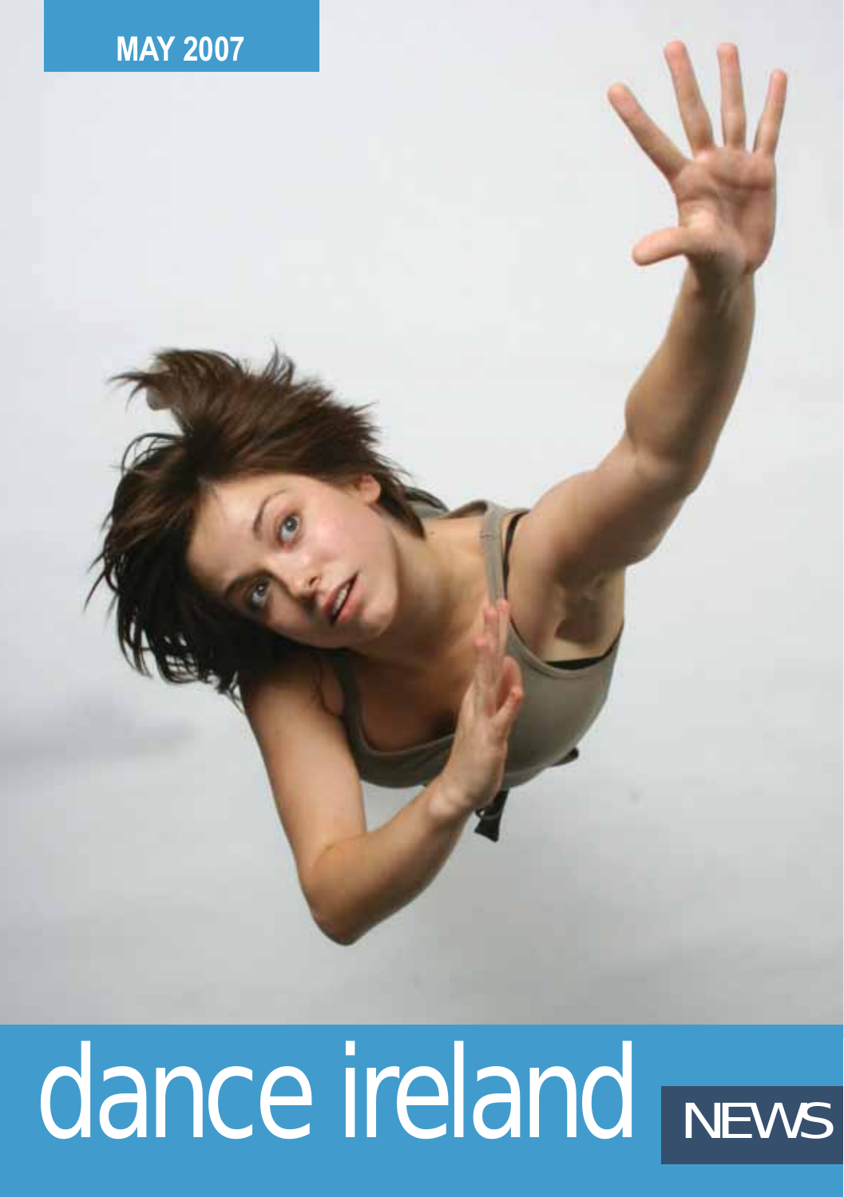**MAY 2007**

# dance ireland NEWS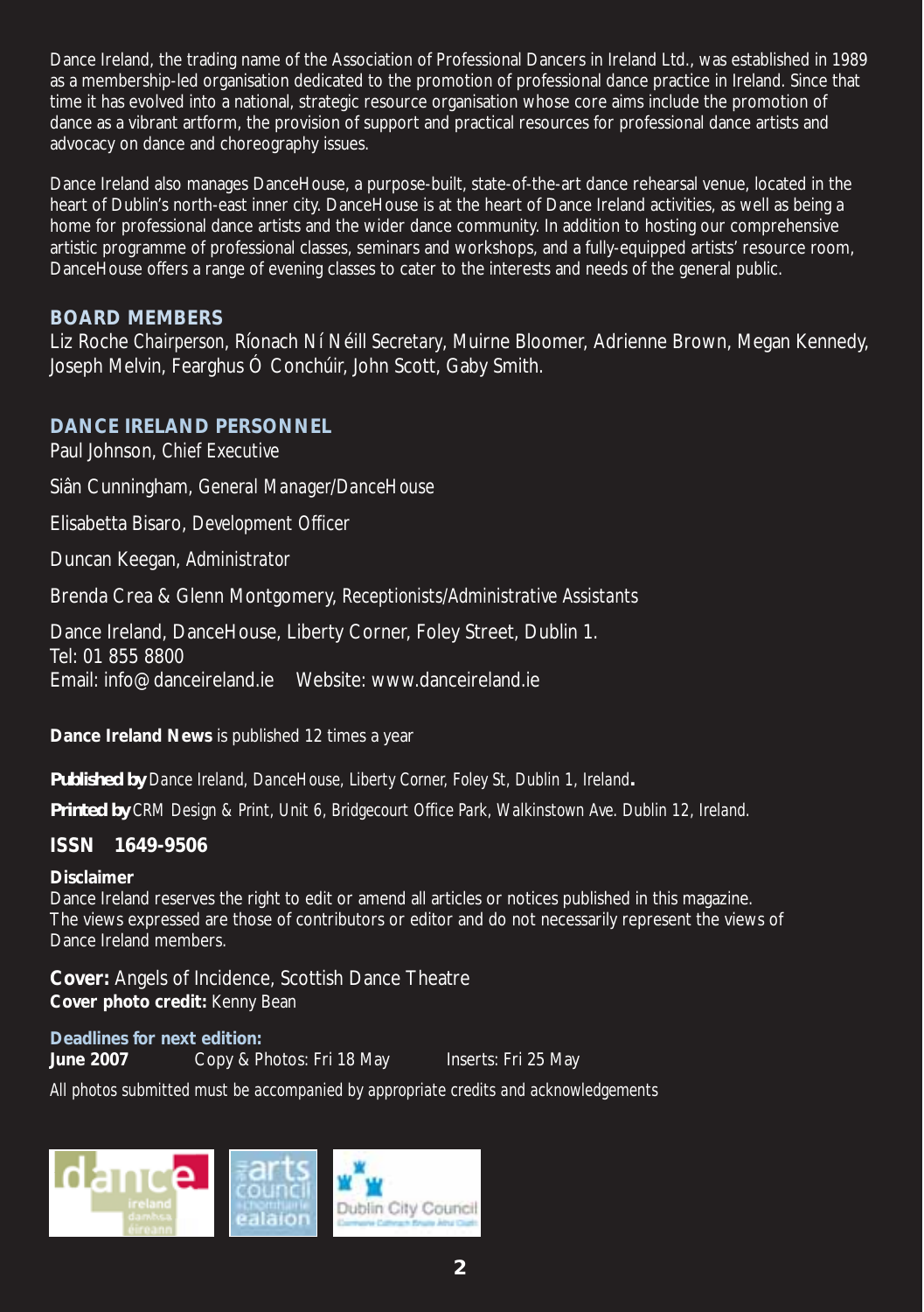Dance Ireland, the trading name of the Association of Professional Dancers in Ireland Ltd., was established in 1989 as a membership-led organisation dedicated to the promotion of professional dance practice in Ireland. Since that time it has evolved into a national, strategic resource organisation whose core aims include the promotion of dance as a vibrant artform, the provision of support and practical resources for professional dance artists and advocacy on dance and choreography issues.

Dance Ireland also manages DanceHouse, a purpose-built, state-of-the-art dance rehearsal venue, located in the heart of Dublin's north-east inner city. DanceHouse is at the heart of Dance Ireland activities, as well as being a home for professional dance artists and the wider dance community. In addition to hosting our comprehensive artistic programme of professional classes, seminars and workshops, and a fully-equipped artists' resource room, DanceHouse offers a range of evening classes to cater to the interests and needs of the general public.

## BOARD MEMBERS

Liz Roche *Chairperson*, Ríonach Ní Néill *Secretary*, Muirne Bloomer, Adrienne Brown, Megan Kennedy, Joseph Melvin, Fearghus Ó Conchúir, John Scott, Gaby Smith.

## DANCE IRELAND PERSONNEL

Paul Johnson, *Chief Executive*

Siân Cunningham, *General Manager/DanceHouse*

Elisabetta Bisaro, *Development Officer*

Duncan Keegan, *Administrator*

Brenda Crea & Glenn Montgomery, *Receptionists/Administrative Assistants*

Dance Ireland, DanceHouse, Liberty Corner, Foley Street, Dublin 1.
Tel: 01 855 8800
Email: info@danceireland.ie    Website: www.danceireland.ie

**Dance Ireland News** is published 12 times a year

**Published by** *Dance Ireland, DanceHouse, Liberty Corner, Foley St, Dublin 1, Ireland.*

**Printed by** *CRM Design & Print, Unit 6, Bridgecourt Office Park, Walkinstown Ave. Dublin 12, Ireland.*

**ISSN 1649-9506**

**Disclaimer**
Dance Ireland reserves the right to edit or amend all articles or notices published in this magazine. The views expressed are those of contributors or editor and do not necessarily represent the views of Dance Ireland members.

**Cover:** Angels of Incidence, Scottish Dance Theatre
**Cover photo credit:** Kenny Bean

**Deadlines for next edition:**
**June 2007** Copy & Photos: Fri 18 May Inserts: Fri 25 May

*All photos submitted must be accompanied by appropriate credits and acknowledgements*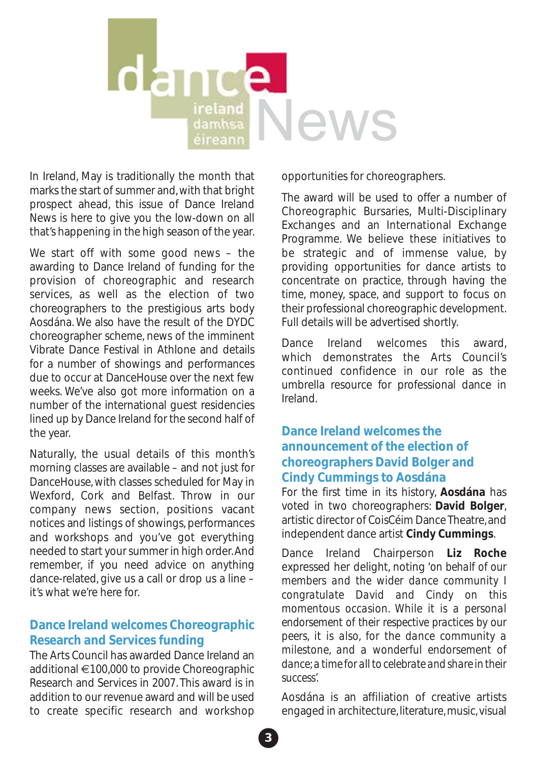# Dance Ireland News

In Ireland, May is traditionally the month that marks the start of summer and, with that bright prospect ahead, this issue of Dance Ireland News is here to give you the low-down on all that's happening in the high season of the year.

We start off with some good news – the awarding to Dance Ireland of funding for the provision of choreographic and research services, as well as the election of two choreographers to the prestigious arts body Aosdána. We also have the result of the DYDC choreographer scheme, news of the imminent Vibrate Dance Festival in Athlone and details for a number of showings and performances due to occur at DanceHouse over the next few weeks. We've also got more information on a number of the international guest residencies lined up by Dance Ireland for the second half of the year.

Naturally, the usual details of this month's morning classes are available – and not just for DanceHouse, with classes scheduled for May in Wexford, Cork and Belfast. Throw in our company news section, positions vacant notices and listings of showings, performances and workshops and you've got everything needed to start your summer in high order. And remember, if you need advice on anything dance-related, give us a call or drop us a line – it's what we're here for.

## Dance Ireland welcomes Choreographic Research and Services funding

The Arts Council has awarded Dance Ireland an additional €100,000 to provide Choreographic Research and Services in 2007. This award is in addition to our revenue award and will be used to create specific research and workshop opportunities for choreographers.

The award will be used to offer a number of Choreographic Bursaries, Multi-Disciplinary Exchanges and an International Exchange Programme. We believe these initiatives to be strategic and of immense value, by providing opportunities for dance artists to concentrate on practice, through having the time, money, space, and support to focus on their professional choreographic development. Full details will be advertised shortly.

Dance Ireland welcomes this award, which demonstrates the Arts Council's continued confidence in our role as the umbrella resource for professional dance in Ireland.

## Dance Ireland welcomes the announcement of the election of choreographers David Bolger and Cindy Cummings to Aosdána

For the first time in its history, **Aosdána** has voted in two choreographers: **David Bolger**, artistic director of CoisCéim Dance Theatre, and independent dance artist **Cindy Cummings**.

Dance Ireland Chairperson **Liz Roche** expressed her delight, noting 'on behalf of our members and the wider dance community I congratulate David and Cindy on this momentous occasion. While it is a personal endorsement of their respective practices by our peers, it is also, for the dance community a milestone, and a wonderful endorsement of dance; a time for all to celebrate and share in their success'.

Aosdána is an affiliation of creative artists engaged in architecture, literature, music, visual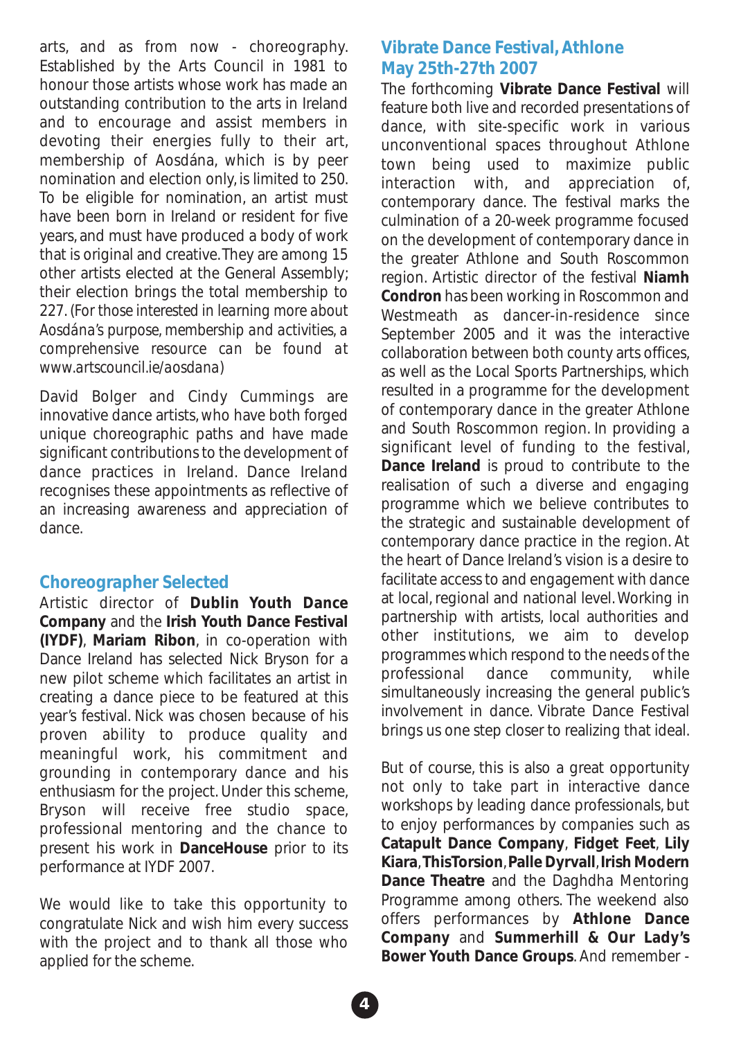arts, and as from now - choreography. Established by the Arts Council in 1981 to honour those artists whose work has made an outstanding contribution to the arts in Ireland and to encourage and assist members in devoting their energies fully to their art, membership of Aosdána, which is by peer nomination and election only, is limited to 250. To be eligible for nomination, an artist must have been born in Ireland or resident for five years, and must have produced a body of work that is original and creative. They are among 15 other artists elected at the General Assembly; their election brings the total membership to 227. *(For those interested in learning more about Aosdána's purpose, membership and activities, a comprehensive resource can be found at www.artscouncil.ie/aosdana)*

David Bolger and Cindy Cummings are innovative dance artists, who have both forged unique choreographic paths and have made significant contributions to the development of dance practices in Ireland. Dance Ireland recognises these appointments as reflective of an increasing awareness and appreciation of dance.

## Choreographer Selected

Artistic director of **Dublin Youth Dance Company** and the **Irish Youth Dance Festival (IYDF)**, **Mariam Ribon**, in co-operation with Dance Ireland has selected Nick Bryson for a new pilot scheme which facilitates an artist in creating a dance piece to be featured at this year's festival. Nick was chosen because of his proven ability to produce quality and meaningful work, his commitment and grounding in contemporary dance and his enthusiasm for the project. Under this scheme, Bryson will receive free studio space, professional mentoring and the chance to present his work in **DanceHouse** prior to its performance at IYDF 2007.

We would like to take this opportunity to congratulate Nick and wish him every success with the project and to thank all those who applied for the scheme.

## Vibrate Dance Festival, Athlone May 25th-27th 2007

The forthcoming **Vibrate Dance Festival** will feature both live and recorded presentations of dance, with site-specific work in various unconventional spaces throughout Athlone town being used to maximize public interaction with, and appreciation of, contemporary dance. The festival marks the culmination of a 20-week programme focused on the development of contemporary dance in the greater Athlone and South Roscommon region. Artistic director of the festival **Niamh Condron** has been working in Roscommon and Westmeath as dancer-in-residence since September 2005 and it was the interactive collaboration between both county arts offices, as well as the Local Sports Partnerships, which resulted in a programme for the development of contemporary dance in the greater Athlone and South Roscommon region. In providing a significant level of funding to the festival, **Dance Ireland** is proud to contribute to the realisation of such a diverse and engaging programme which we believe contributes to the strategic and sustainable development of contemporary dance practice in the region. At the heart of Dance Ireland's vision is a desire to facilitate access to and engagement with dance at local, regional and national level. Working in partnership with artists, local authorities and other institutions, we aim to develop programmes which respond to the needs of the professional dance community, while simultaneously increasing the general public's involvement in dance. Vibrate Dance Festival brings us one step closer to realizing that ideal.

But of course, this is also a great opportunity not only to take part in interactive dance workshops by leading dance professionals, but to enjoy performances by companies such as **Catapult Dance Company**, **Fidget Feet**, **Lily Kiara**, **ThisTorsion**, **Palle Dyrvall**, **Irish Modern Dance Theatre** and the Daghdha Mentoring Programme among others. The weekend also offers performances by **Athlone Dance Company** and **Summerhill & Our Lady's Bower Youth Dance Groups**. And remember -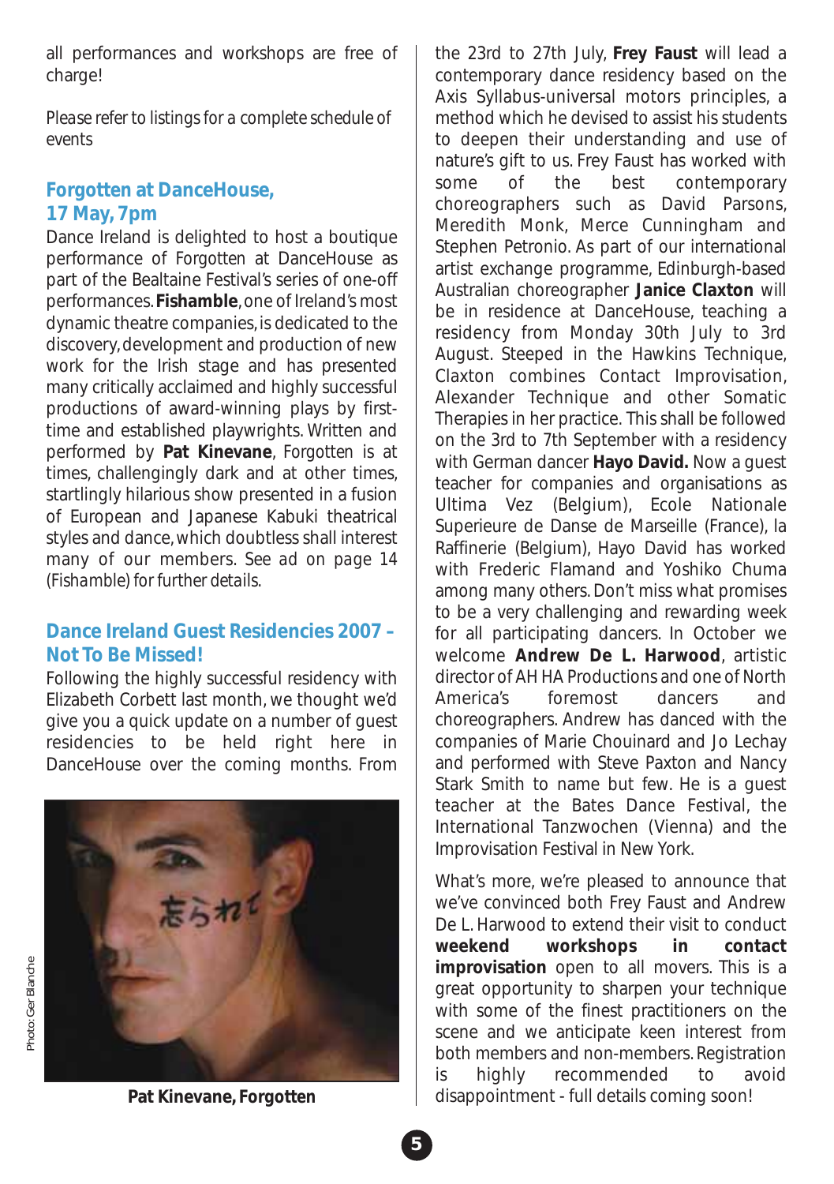all performances and workshops are free of charge!

*Please refer to listings for a complete schedule of events*

## Forgotten at DanceHouse, 17 May, 7pm

Dance Ireland is delighted to host a boutique performance of *Forgotten* at DanceHouse as part of the Bealtaine Festival's series of one-off performances. **Fishamble**, one of Ireland's most dynamic theatre companies, is dedicated to the discovery, development and production of new work for the Irish stage and has presented many critically acclaimed and highly successful productions of award-winning plays by first-time and established playwrights. Written and performed by **Pat Kinevane**, *Forgotten* is at times, challengingly dark and at other times, startlingly hilarious show presented in a fusion of European and Japanese Kabuki theatrical styles and dance, which doubtless shall interest many of our members. *See ad on page 14 (Fishamble) for further details.*

## Dance Ireland Guest Residencies 2007 – Not To Be Missed!

Following the highly successful residency with Elizabeth Corbett last month, we thought we'd give you a quick update on a number of guest residencies to be held right here in DanceHouse over the coming months. From the 23rd to 27th July, **Frey Faust** will lead a contemporary dance residency based on the Axis Syllabus-universal motors principles, a method which he devised to assist his students to deepen their understanding and use of nature's gift to us. Frey Faust has worked with some of the best contemporary choreographers such as David Parsons, Meredith Monk, Merce Cunningham and Stephen Petronio. As part of our international artist exchange programme, Edinburgh-based Australian choreographer **Janice Claxton** will be in residence at DanceHouse, teaching a residency from Monday 30th July to 3rd August. Steeped in the Hawkins Technique, Claxton combines Contact Improvisation, Alexander Technique and other Somatic Therapies in her practice. This shall be followed on the 3rd to 7th September with a residency with German dancer **Hayo David.** Now a guest teacher for companies and organisations as Ultima Vez (Belgium), Ecole Nationale Superieure de Danse de Marseille (France), la Raffinerie (Belgium), Hayo David has worked with Frederic Flamand and Yoshiko Chuma among many others. Don't miss what promises to be a very challenging and rewarding week for all participating dancers. In October we welcome **Andrew De L. Harwood**, artistic director of AH HA Productions and one of North America's foremost dancers and choreographers. Andrew has danced with the companies of Marie Chouinard and Jo Lechay and performed with Steve Paxton and Nancy Stark Smith to name but few. He is a guest teacher at the Bates Dance Festival, the International Tanzwochen (Vienna) and the Improvisation Festival in New York.

What's more, we're pleased to announce that we've convinced both Frey Faust and Andrew De L. Harwood to extend their visit to conduct **weekend workshops in contact improvisation** open to all movers. This is a great opportunity to sharpen your technique with some of the finest practitioners on the scene and we anticipate keen interest from both members and non-members. Registration is highly recommended to avoid disappointment - full details coming soon!

Photo: Ger Blanche

**Pat Kinevane, Forgotten**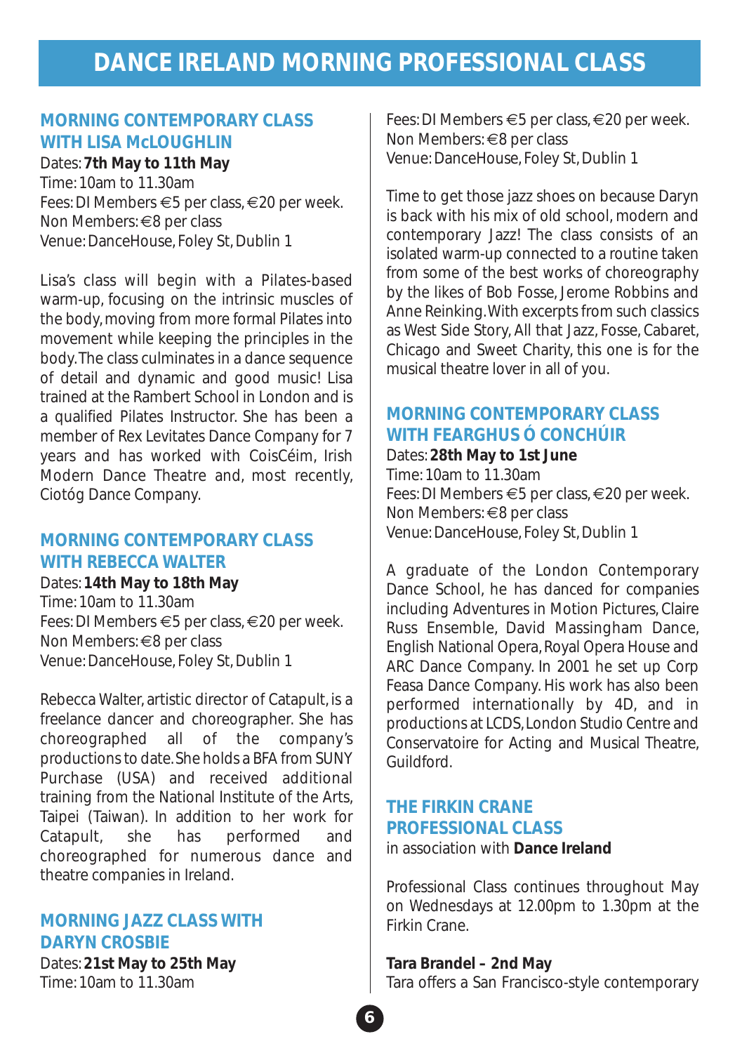# DANCE IRELAND MORNING PROFESSIONAL CLASS

## MORNING CONTEMPORARY CLASS WITH LISA McLOUGHLIN

Dates: **7th May to 11th May**
Time: 10am to 11.30am
Fees: DI Members €5 per class, €20 per week.
Non Members: €8 per class
Venue: DanceHouse, Foley St, Dublin 1

Lisa's class will begin with a Pilates-based warm-up, focusing on the intrinsic muscles of the body, moving from more formal Pilates into movement while keeping the principles in the body. The class culminates in a dance sequence of detail and dynamic and good music! Lisa trained at the Rambert School in London and is a qualified Pilates Instructor. She has been a member of Rex Levitates Dance Company for 7 years and has worked with CoisCéim, Irish Modern Dance Theatre and, most recently, Ciotóg Dance Company.

## MORNING CONTEMPORARY CLASS WITH REBECCA WALTER

Dates: **14th May to 18th May**
Time: 10am to 11.30am
Fees: DI Members €5 per class, €20 per week.
Non Members: €8 per class
Venue: DanceHouse, Foley St, Dublin 1

Rebecca Walter, artistic director of Catapult, is a freelance dancer and choreographer. She has choreographed all of the company's productions to date. She holds a BFA from SUNY Purchase (USA) and received additional training from the National Institute of the Arts, Taipei (Taiwan). In addition to her work for Catapult, she has performed and choreographed for numerous dance and theatre companies in Ireland.

## MORNING JAZZ CLASS WITH DARYN CROSBIE

Dates: **21st May to 25th May**
Time: 10am to 11.30am
Fees: DI Members €5 per class, €20 per week.
Non Members: €8 per class
Venue: DanceHouse, Foley St, Dublin 1

Time to get those jazz shoes on because Daryn is back with his mix of old school, modern and contemporary Jazz! The class consists of an isolated warm-up connected to a routine taken from some of the best works of choreography by the likes of Bob Fosse, Jerome Robbins and Anne Reinking. With excerpts from such classics as West Side Story, All that Jazz, Fosse, Cabaret, Chicago and Sweet Charity, this one is for the musical theatre lover in all of you.

## MORNING CONTEMPORARY CLASS WITH FEARGHUS Ó CONCHÚIR

Dates: **28th May to 1st June**
Time: 10am to 11.30am
Fees: DI Members €5 per class, €20 per week.
Non Members: €8 per class
Venue: DanceHouse, Foley St, Dublin 1

A graduate of the London Contemporary Dance School, he has danced for companies including Adventures in Motion Pictures, Claire Russ Ensemble, David Massingham Dance, English National Opera, Royal Opera House and ARC Dance Company. In 2001 he set up Corp Feasa Dance Company. His work has also been performed internationally by 4D, and in productions at LCDS, London Studio Centre and Conservatoire for Acting and Musical Theatre, Guildford.

## THE FIRKIN CRANE PROFESSIONAL CLASS

in association with **Dance Ireland**

Professional Class continues throughout May on Wednesdays at 12.00pm to 1.30pm at the Firkin Crane.

**Tara Brandel – 2nd May**
Tara offers a San Francisco-style contemporary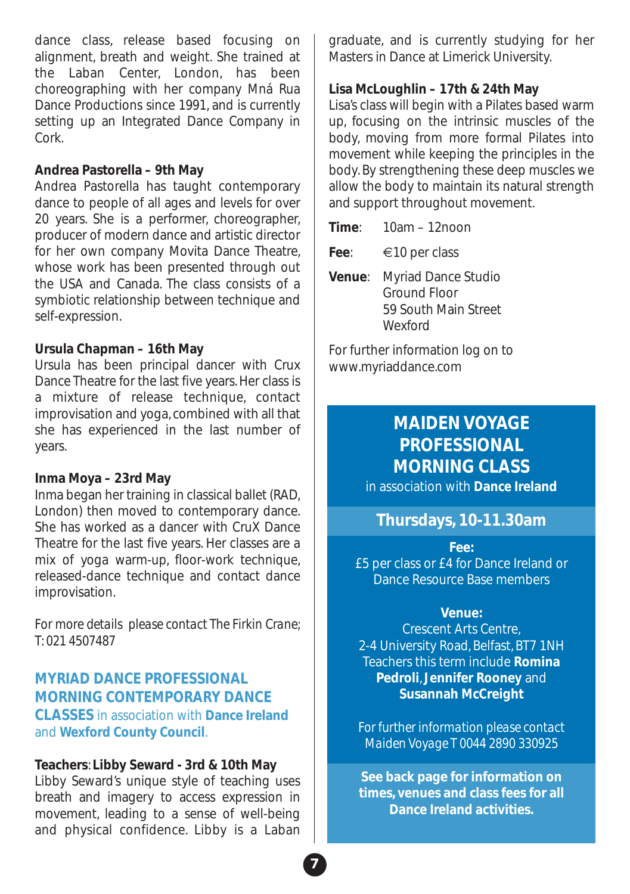dance class, release based focusing on alignment, breath and weight. She trained at the Laban Center, London, has been choreographing with her company Mná Rua Dance Productions since 1991, and is currently setting up an Integrated Dance Company in Cork.

**Andrea Pastorella – 9th May**
Andrea Pastorella has taught contemporary dance to people of all ages and levels for over 20 years. She is a performer, choreographer, producer of modern dance and artistic director for her own company Movita Dance Theatre, whose work has been presented through out the USA and Canada. The class consists of a symbiotic relationship between technique and self-expression.

**Ursula Chapman – 16th May**
Ursula has been principal dancer with Crux Dance Theatre for the last five years. Her class is a mixture of release technique, contact improvisation and yoga, combined with all that she has experienced in the last number of years.

**Inma Moya – 23rd May**
Inma began her training in classical ballet (RAD, London) then moved to contemporary dance. She has worked as a dancer with CruX Dance Theatre for the last five years. Her classes are a mix of yoga warm-up, floor-work technique, released-dance technique and contact dance improvisation.

*For more details please contact The Firkin Crane; T: 021 4507487*

## MYRIAD DANCE PROFESSIONAL MORNING CONTEMPORARY DANCE CLASSES in association with **Dance Ireland** and **Wexford County Council**.

**Teachers**: **Libby Seward - 3rd & 10th May**
Libby Seward's unique style of teaching uses breath and imagery to access expression in movement, leading to a sense of well-being and physical confidence. Libby is a Laban graduate, and is currently studying for her Masters in Dance at Limerick University.

**Lisa McLoughlin – 17th & 24th May**
Lisa's class will begin with a Pilates based warm up, focusing on the intrinsic muscles of the body, moving from more formal Pilates into movement while keeping the principles in the body. By strengthening these deep muscles we allow the body to maintain its natural strength and support throughout movement.

**Time**: 10am – 12noon

**Fee**: €10 per class

**Venue**: Myriad Dance Studio
Ground Floor
59 South Main Street
Wexford

For further information log on to www.myriaddance.com

## MAIDEN VOYAGE PROFESSIONAL MORNING CLASS

in association with **Dance Ireland**

### Thursdays, 10-11.30am

**Fee:**
£5 per class or £4 for Dance Ireland or Dance Resource Base members

**Venue:**
Crescent Arts Centre,
2-4 University Road, Belfast, BT7 1NH
Teachers this term include **Romina Pedroli**, **Jennifer Rooney** and **Susannah McCreight**

*For further information please contact Maiden Voyage T 0044 2890 330925*

**See back page for information on times, venues and class fees for all Dance Ireland activities.**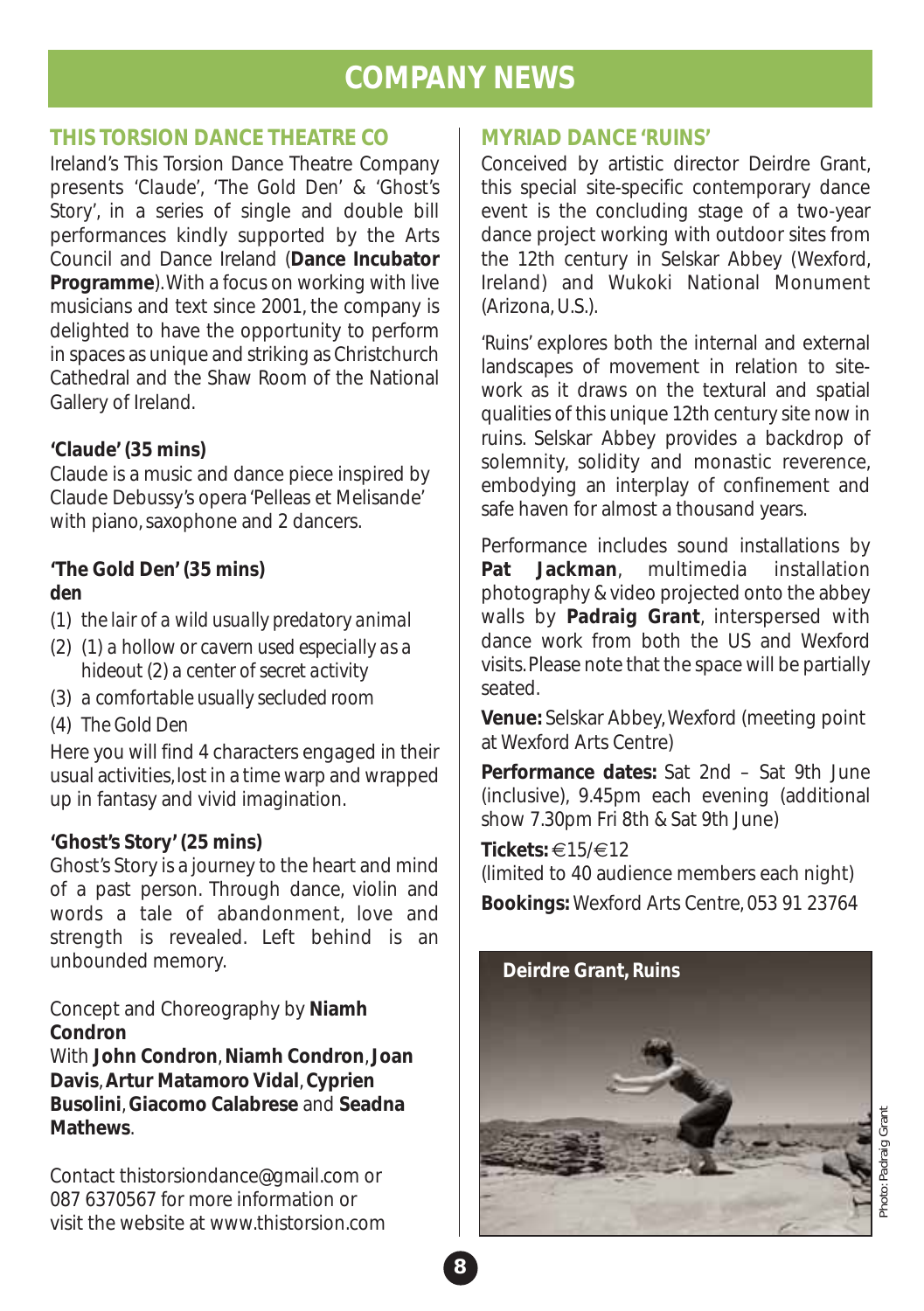# COMPANY NEWS

## THIS TORSION DANCE THEATRE CO

Ireland's This Torsion Dance Theatre Company presents 'Claude', 'The Gold Den' & 'Ghost's Story', in a series of single and double bill performances kindly supported by the Arts Council and Dance Ireland (**Dance Incubator Programme**). With a focus on working with live musicians and text since 2001, the company is delighted to have the opportunity to perform in spaces as unique and striking as Christchurch Cathedral and the Shaw Room of the National Gallery of Ireland.

**'Claude' (35 mins)**

Claude is a music and dance piece inspired by Claude Debussy's opera 'Pelleas et Melisande' with piano, saxophone and 2 dancers.

**'The Gold Den' (35 mins)**

**den**

(1) *the lair of a wild usually predatory animal*

(2) *(1) a hollow or cavern used especially as a hideout (2) a center of secret activity*

(3) *a comfortable usually secluded room*

(4) *The Gold Den*

Here you will find 4 characters engaged in their usual activities, lost in a time warp and wrapped up in fantasy and vivid imagination.

**'Ghost's Story' (25 mins)**

Ghost's Story is a journey to the heart and mind of a past person. Through dance, violin and words a tale of abandonment, love and strength is revealed. Left behind is an unbounded memory.

Concept and Choreography by **Niamh Condron**

With **John Condron**, **Niamh Condron**, **Joan Davis**, **Artur Matamoro Vidal**, **Cyprien Busolini**, **Giacomo Calabrese** and **Seadna Mathews**.

Contact thistorsiondance@gmail.com or 087 6370567 for more information or visit the website at www.thistorsion.com

## MYRIAD DANCE 'RUINS'

Conceived by artistic director Deirdre Grant, this special site-specific contemporary dance event is the concluding stage of a two-year dance project working with outdoor sites from the 12th century in Selskar Abbey (Wexford, Ireland) and Wukoki National Monument (Arizona, U.S.).

'Ruins' explores both the internal and external landscapes of movement in relation to site-work as it draws on the textural and spatial qualities of this unique 12th century site now in ruins. Selskar Abbey provides a backdrop of solemnity, solidity and monastic reverence, embodying an interplay of confinement and safe haven for almost a thousand years.

Performance includes sound installations by **Pat Jackman**, multimedia installation photography & video projected onto the abbey walls by **Padraig Grant**, interspersed with dance work from both the US and Wexford visits. Please note that the space will be partially seated.

**Venue:** Selskar Abbey, Wexford (meeting point at Wexford Arts Centre)

**Performance dates:** Sat 2nd – Sat 9th June (inclusive), 9.45pm each evening (additional show 7.30pm Fri 8th & Sat 9th June)

**Tickets:** €15/€12
(limited to 40 audience members each night)

**Bookings:** Wexford Arts Centre, 053 91 23764

**Deirdre Grant, Ruins**

Photo: Padraig Grant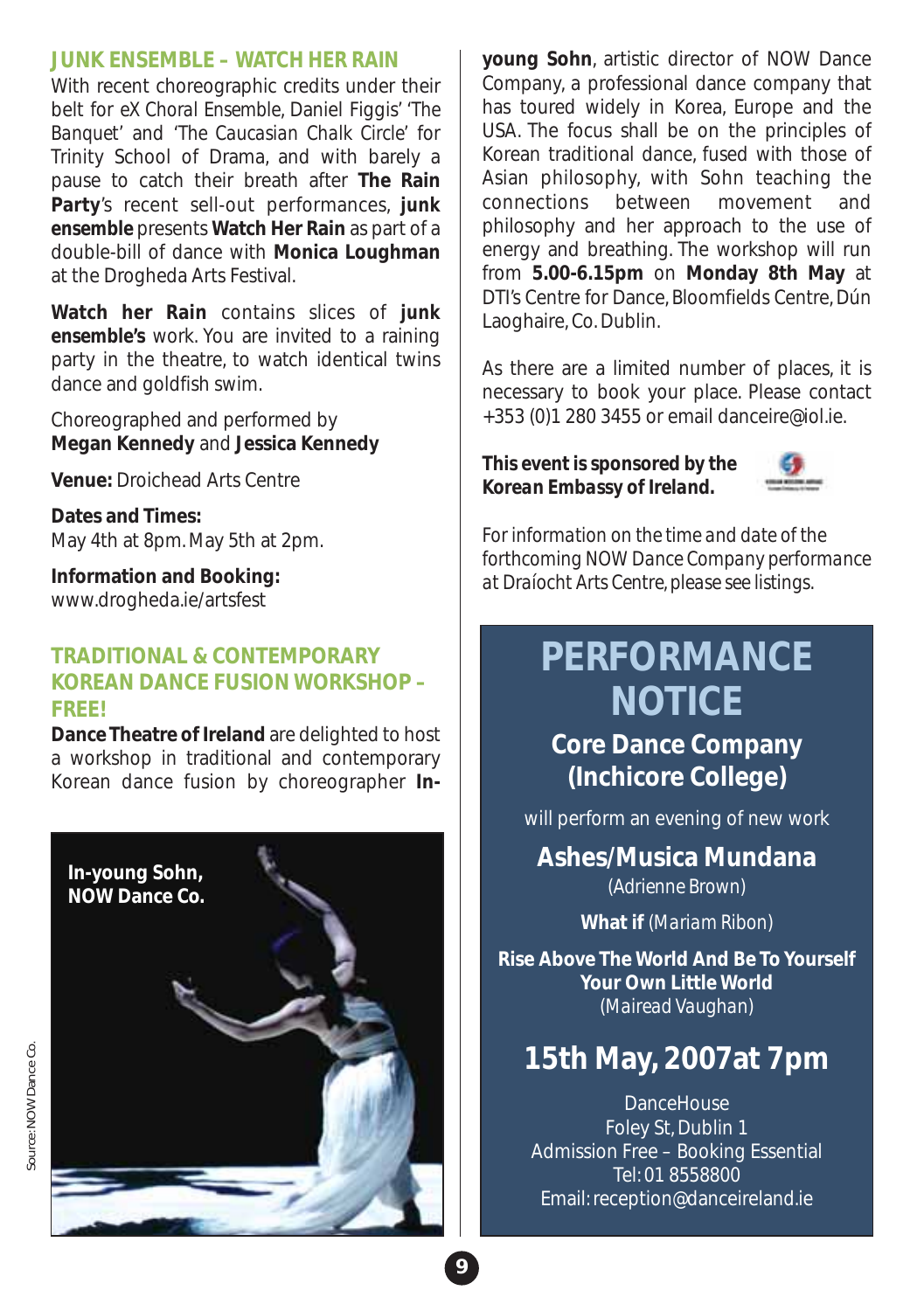## JUNK ENSEMBLE – WATCH HER RAIN

With recent choreographic credits under their belt for eX Choral Ensemble, Daniel Figgis' 'The Banquet' and 'The Caucasian Chalk Circle' for Trinity School of Drama, and with barely a pause to catch their breath after **The Rain Party**'s recent sell-out performances, **junk ensemble** presents **Watch Her Rain** as part of a double-bill of dance with **Monica Loughman** at the Drogheda Arts Festival.

**Watch her Rain** contains slices of **junk ensemble's** work. You are invited to a raining party in the theatre, to watch identical twins dance and goldfish swim.

Choreographed and performed by
**Megan Kennedy** and **Jessica Kennedy**

**Venue:** Droichead Arts Centre

**Dates and Times:**
May 4th at 8pm. May 5th at 2pm.

**Information and Booking:**
www.drogheda.ie/artsfest

## TRADITIONAL & CONTEMPORARY KOREAN DANCE FUSION WORKSHOP – FREE!

**Dance Theatre of Ireland** are delighted to host a workshop in traditional and contemporary Korean dance fusion by choreographer **In-young Sohn**, artistic director of NOW Dance Company, a professional dance company that has toured widely in Korea, Europe and the USA. The focus shall be on the principles of Korean traditional dance, fused with those of Asian philosophy, with Sohn teaching the connections between movement and philosophy and her approach to the use of energy and breathing. The workshop will run from **5.00-6.15pm** on **Monday 8th May** at DTI's Centre for Dance, Bloomfields Centre, Dún Laoghaire, Co. Dublin.

**In-young Sohn, NOW Dance Co.**

Source: NOW Dance Co.

As there are a limited number of places, it is necessary to book your place. Please contact +353 (0)1 280 3455 or email danceire@iol.ie.

**This event is sponsored by the *Korean Embassy of Ireland*.**

*For information on the time and date of the forthcoming NOW Dance Company performance at Draíocht Arts Centre, please see listings.*

## PERFORMANCE NOTICE

### Core Dance Company (Inchicore College)

will perform an evening of new work

**Ashes/Musica Mundana**
(Adrienne Brown)

**What if** (Mariam Ribon)

**Rise Above The World And Be To Yourself Your Own Little World**
(Mairead Vaughan)

### 15th May, 2007at 7pm

DanceHouse
Foley St, Dublin 1
Admission Free – Booking Essential
Tel: 01 8558800
Email: reception@danceireland.ie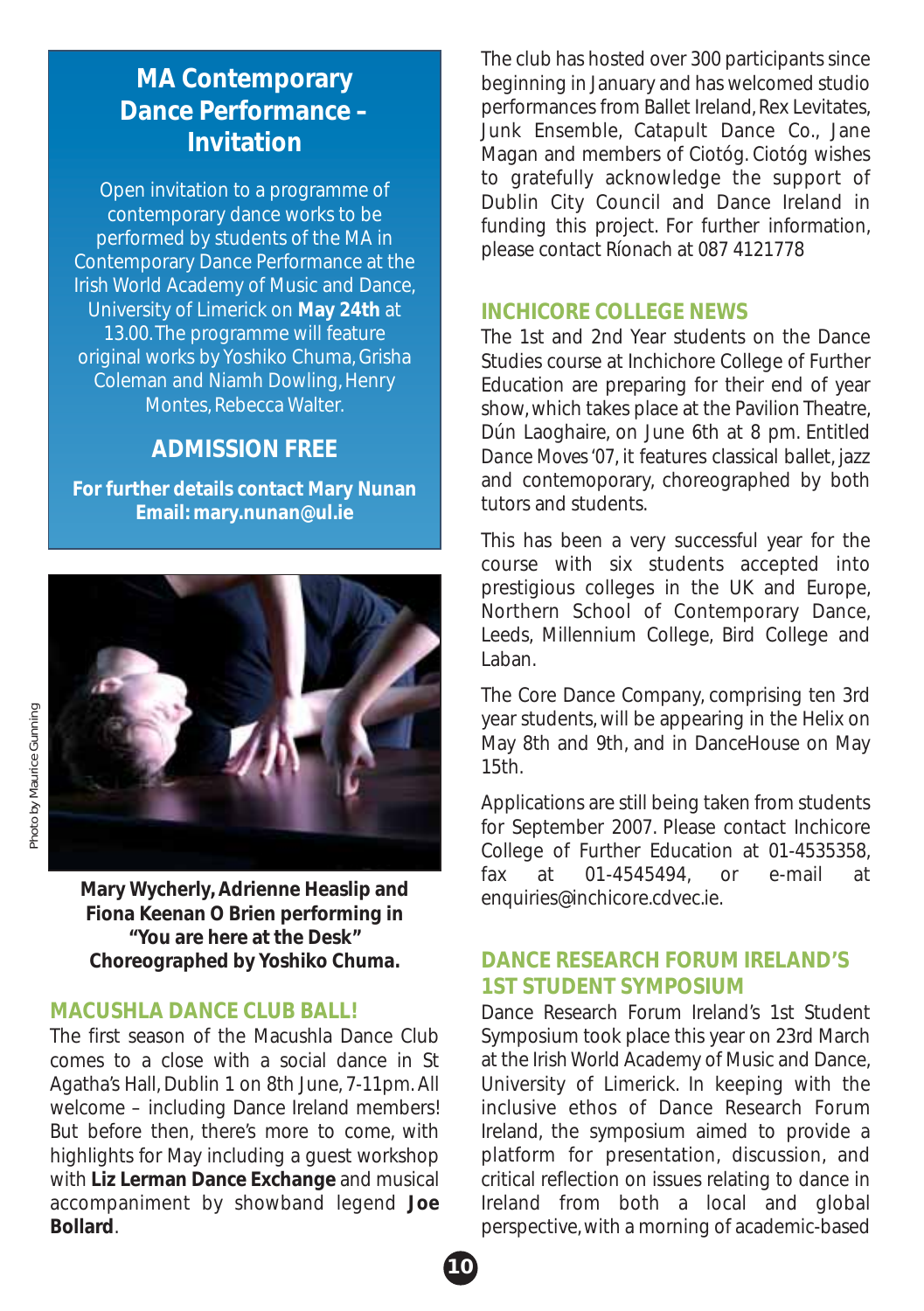## MA Contemporary Dance Performance – Invitation

Open invitation to a programme of contemporary dance works to be performed by students of the MA in Contemporary Dance Performance at the Irish World Academy of Music and Dance, University of Limerick on **May 24th** at 13.00. The programme will feature original works by Yoshiko Chuma, Grisha Coleman and Niamh Dowling, Henry Montes, Rebecca Walter.

### ADMISSION FREE

**For further details contact Mary Nunan Email: mary.nunan@ul.ie**

Photo by Maurice Gunning

**Mary Wycherly, Adrienne Heaslip and Fiona Keenan O Brien performing in "You are here at the Desk" Choreographed by Yoshiko Chuma.**

## MACUSHLA DANCE CLUB BALL!

The first season of the Macushla Dance Club comes to a close with a social dance in St Agatha's Hall, Dublin 1 on 8th June, 7-11pm. All welcome – including Dance Ireland members! But before then, there's more to come, with highlights for May including a guest workshop with **Liz Lerman Dance Exchange** and musical accompaniment by showband legend **Joe Bollard**.

The club has hosted over 300 participants since beginning in January and has welcomed studio performances from Ballet Ireland, Rex Levitates, Junk Ensemble, Catapult Dance Co., Jane Magan and members of Ciotóg. Ciotóg wishes to gratefully acknowledge the support of Dublin City Council and Dance Ireland in funding this project. For further information, please contact Ríonach at 087 4121778

## INCHICORE COLLEGE NEWS

The 1st and 2nd Year students on the Dance Studies course at Inchichore College of Further Education are preparing for their end of year show, which takes place at the Pavilion Theatre, Dún Laoghaire, on June 6th at 8 pm. Entitled *Dance Moves '07*, it features classical ballet, jazz and contemoporary, choreographed by both tutors and students.

This has been a very successful year for the course with six students accepted into prestigious colleges in the UK and Europe, Northern School of Contemporary Dance, Leeds, Millennium College, Bird College and Laban.

The Core Dance Company, comprising ten 3rd year students, will be appearing in the Helix on May 8th and 9th, and in DanceHouse on May 15th.

Applications are still being taken from students for September 2007. Please contact Inchicore College of Further Education at 01-4535358, fax at 01-4545494, or e-mail at enquiries@inchicore.cdvec.ie.

## DANCE RESEARCH FORUM IRELAND'S 1ST STUDENT SYMPOSIUM

Dance Research Forum Ireland's 1st Student Symposium took place this year on 23rd March at the Irish World Academy of Music and Dance, University of Limerick. In keeping with the inclusive ethos of Dance Research Forum Ireland, the symposium aimed to provide a platform for presentation, discussion, and critical reflection on issues relating to dance in Ireland from both a local and global perspective, with a morning of academic-based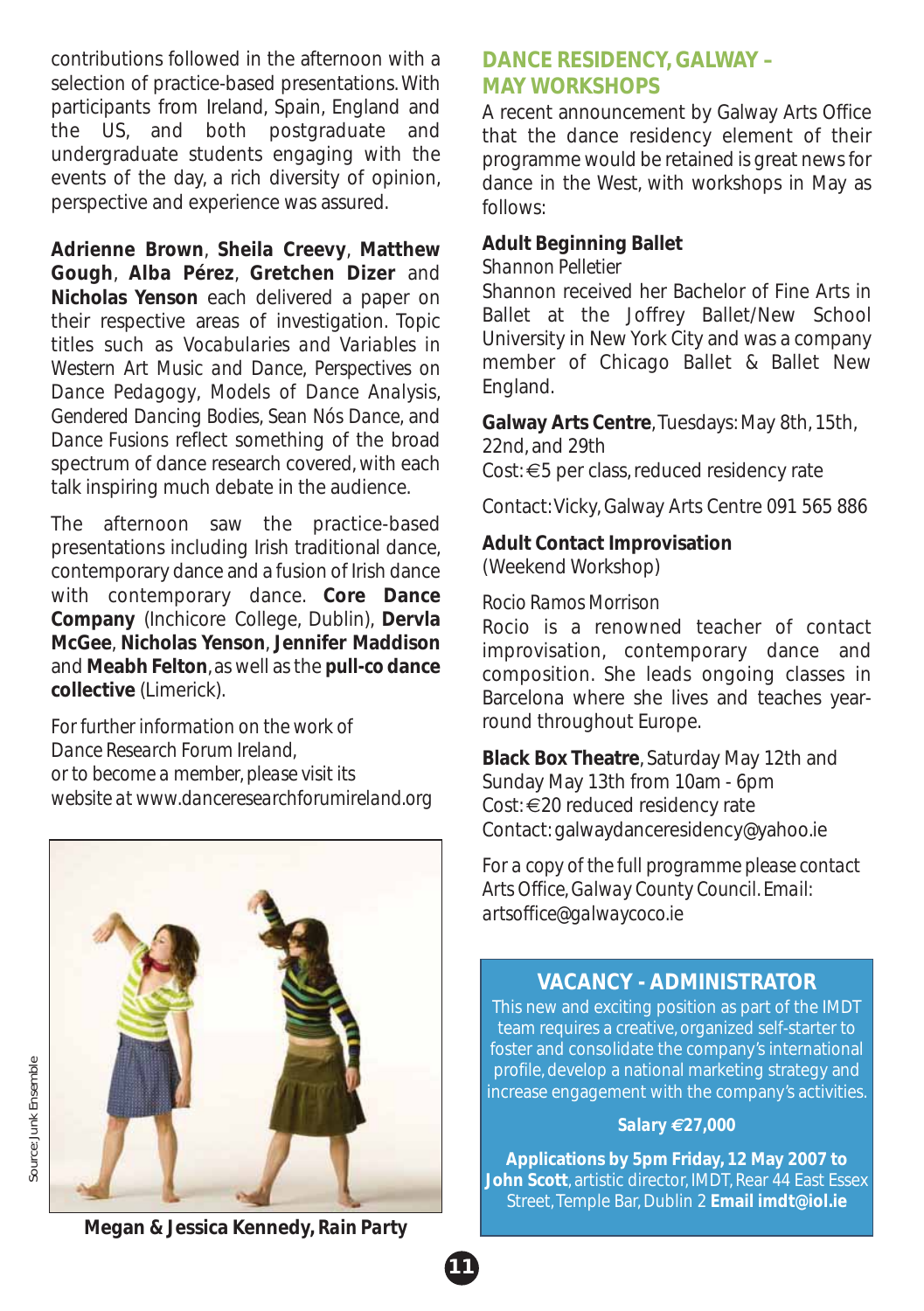contributions followed in the afternoon with a selection of practice-based presentations. With participants from Ireland, Spain, England and the US, and both postgraduate and undergraduate students engaging with the events of the day, a rich diversity of opinion, perspective and experience was assured.

**Adrienne Brown**, **Sheila Creevy**, **Matthew Gough**, **Alba Pérez**, **Gretchen Dizer** and **Nicholas Yenson** each delivered a paper on their respective areas of investigation. Topic titles such as *Vocabularies and Variables in Western Art Music and Dance*, *Perspectives on Dance Pedagogy*, *Models of Dance Analysis*, *Gendered Dancing Bodies*, *Sean Nós Dance*, and *Dance Fusions* reflect something of the broad spectrum of dance research covered, with each talk inspiring much debate in the audience.

The afternoon saw the practice-based presentations including Irish traditional dance, contemporary dance and a fusion of Irish dance with contemporary dance. **Core Dance Company** (Inchicore College, Dublin), **Dervla McGee**, **Nicholas Yenson**, **Jennifer Maddison** and **Meabh Felton**, as well as the **pull-co dance collective** (Limerick).

*For further information on the work of Dance Research Forum Ireland, or to become a member, please visit its website at www.danceresearchforumireland.org*

Source: Junk Ensemble

**Megan & Jessica Kennedy, *Rain Party***

## DANCE RESIDENCY, GALWAY – MAY WORKSHOPS

A recent announcement by Galway Arts Office that the dance residency element of their programme would be retained is great news for dance in the West, with workshops in May as follows:

**Adult Beginning Ballet**

*Shannon Pelletier*

Shannon received her Bachelor of Fine Arts in Ballet at the Joffrey Ballet/New School University in New York City and was a company member of Chicago Ballet & Ballet New England.

**Galway Arts Centre**, Tuesdays: May 8th, 15th, 22nd, and 29th
Cost: €5 per class, reduced residency rate

Contact: Vicky, Galway Arts Centre 091 565 886

**Adult Contact Improvisation**
(Weekend Workshop)

*Rocio Ramos Morrison*

Rocio is a renowned teacher of contact improvisation, contemporary dance and composition. She leads ongoing classes in Barcelona where she lives and teaches year-round throughout Europe.

**Black Box Theatre**, Saturday May 12th and Sunday May 13th from 10am - 6pm
Cost: €20 reduced residency rate
Contact: galwaydanceresidency@yahoo.ie

*For a copy of the full programme please contact Arts Office, Galway County Council. Email: artsoffice@galwaycoco.ie*

## VACANCY - ADMINISTRATOR

This new and exciting position as part of the IMDT team requires a creative, organized self-starter to foster and consolidate the company's international profile, develop a national marketing strategy and increase engagement with the company's activities.

***Salary €27,000***

**Applications by 5pm Friday, 12 May 2007 to John Scott**, artistic director, IMDT, Rear 44 East Essex Street, Temple Bar, Dublin 2 **Email imdt@iol.ie**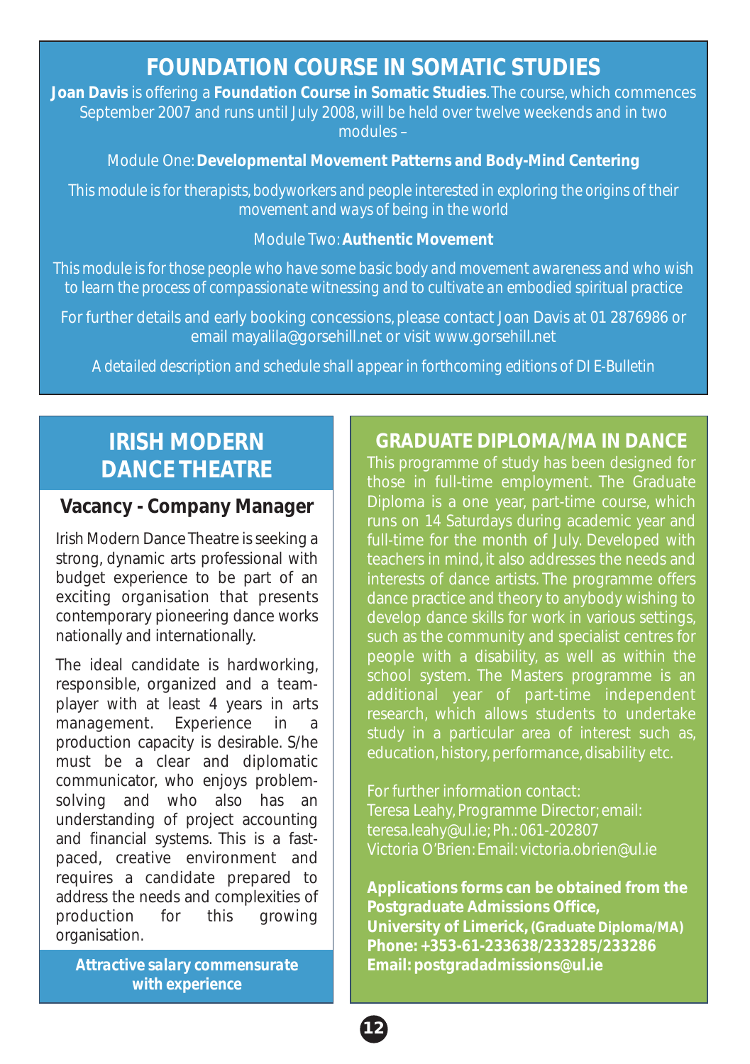# FOUNDATION COURSE IN SOMATIC STUDIES

**Joan Davis** is offering a **Foundation Course in Somatic Studies**. The course, which commences September 2007 and runs until July 2008, will be held over twelve weekends and in two modules –

Module One: **Developmental Movement Patterns and Body-Mind Centering**

*This module is for therapists, bodyworkers and people interested in exploring the origins of their movement and ways of being in the world*

Module Two: **Authentic Movement**

*This module is for those people who have some basic body and movement awareness and who wish to learn the process of compassionate witnessing and to cultivate an embodied spiritual practice*

For further details and early booking concessions, please contact Joan Davis at 01 2876986 or email mayalila@gorsehill.net or visit www.gorsehill.net

*A detailed description and schedule shall appear in forthcoming editions of DI E-Bulletin*

# IRISH MODERN DANCE THEATRE

## Vacancy - Company Manager

Irish Modern Dance Theatre is seeking a strong, dynamic arts professional with budget experience to be part of an exciting organisation that presents contemporary pioneering dance works nationally and internationally.

The ideal candidate is hardworking, responsible, organized and a team-player with at least 4 years in arts management. Experience in a production capacity is desirable. S/he must be a clear and diplomatic communicator, who enjoys problem-solving and who also has an understanding of project accounting and financial systems. This is a fast-paced, creative environment and requires a candidate prepared to address the needs and complexities of production for this growing organisation.

***Attractive salary commensurate with experience***

# GRADUATE DIPLOMA/MA IN DANCE

This programme of study has been designed for those in full-time employment. The Graduate Diploma is a one year, part-time course, which runs on 14 Saturdays during academic year and full-time for the month of July. Developed with teachers in mind, it also addresses the needs and interests of dance artists. The programme offers dance practice and theory to anybody wishing to develop dance skills for work in various settings, such as the community and specialist centres for people with a disability, as well as within the school system. The Masters programme is an additional year of part-time independent research, which allows students to undertake study in a particular area of interest such as, education, history, performance, disability etc.

For further information contact:
Teresa Leahy, Programme Director; email: teresa.leahy@ul.ie; Ph.: 061-202807
Victoria O'Brien: Email: victoria.obrien@ul.ie

**Applications forms can be obtained from the Postgraduate Admissions Office,**
**University of Limerick, (Graduate Diploma/MA)**
**Phone: +353-61-233638/233285/233286**
**Email: postgradadmissions@ul.ie**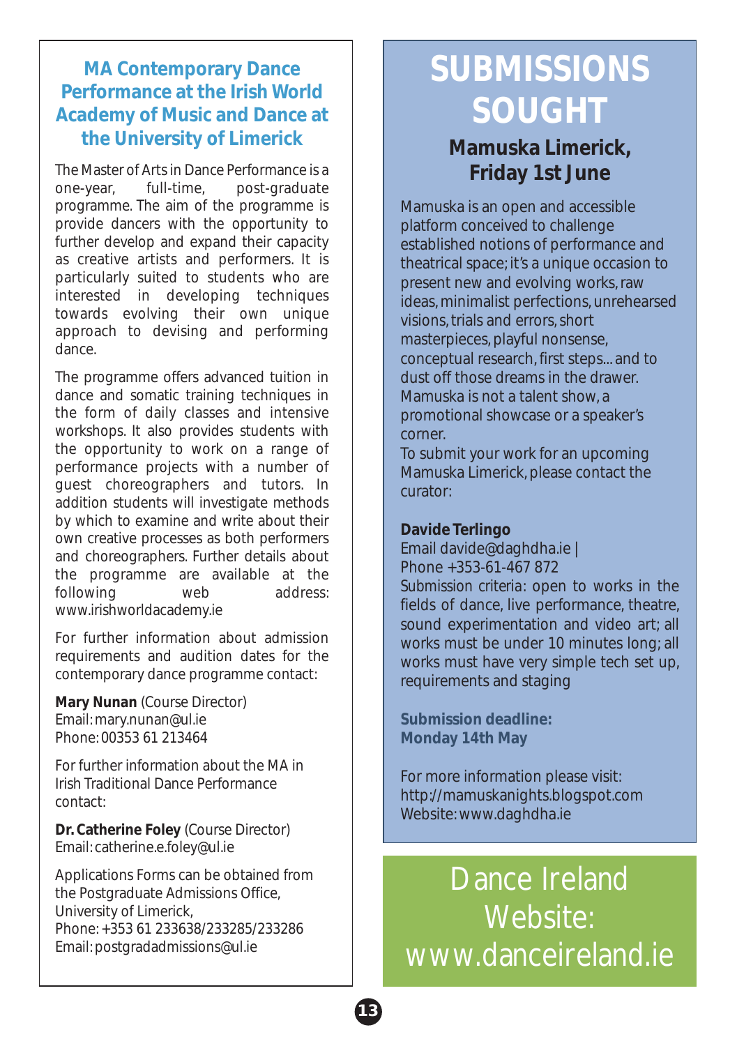## MA Contemporary Dance Performance at the Irish World Academy of Music and Dance at the University of Limerick

The Master of Arts in Dance Performance is a one-year, full-time, post-graduate programme. The aim of the programme is provide dancers with the opportunity to further develop and expand their capacity as creative artists and performers. It is particularly suited to students who are interested in developing techniques towards evolving their own unique approach to devising and performing dance.

The programme offers advanced tuition in dance and somatic training techniques in the form of daily classes and intensive workshops. It also provides students with the opportunity to work on a range of performance projects with a number of guest choreographers and tutors. In addition students will investigate methods by which to examine and write about their own creative processes as both performers and choreographers. Further details about the programme are available at the following web address: www.irishworldacademy.ie

For further information about admission requirements and audition dates for the contemporary dance programme contact:

**Mary Nunan** (Course Director)
Email: mary.nunan@ul.ie
Phone: 00353 61 213464

For further information about the MA in Irish Traditional Dance Performance contact:

**Dr. Catherine Foley** (Course Director)
Email: catherine.e.foley@ul.ie

Applications Forms can be obtained from the Postgraduate Admissions Office, University of Limerick,
Phone: +353 61 233638/233285/233286
Email: postgradadmissions@ul.ie

# SUBMISSIONS SOUGHT

### Mamuska Limerick, Friday 1st June

Mamuska is an open and accessible platform conceived to challenge established notions of performance and theatrical space; it's a unique occasion to present new and evolving works, raw ideas, minimalist perfections, unrehearsed visions, trials and errors, short masterpieces, playful nonsense, conceptual research, first steps... and to dust off those dreams in the drawer. Mamuska is not a talent show, a promotional showcase or a speaker's corner.
To submit your work for an upcoming Mamuska Limerick, please contact the curator:

**Davide Terlingo**
Email davide@daghdha.ie |
Phone +353-61-467 872
Submission criteria: open to works in the fields of dance, live performance, theatre, sound experimentation and video art; all works must be under 10 minutes long; all works must have very simple tech set up, requirements and staging

**Submission deadline: Monday 14th May**

For more information please visit:
http://mamuskanights.blogspot.com
Website: www.daghdha.ie

Dance Ireland Website: www.danceireland.ie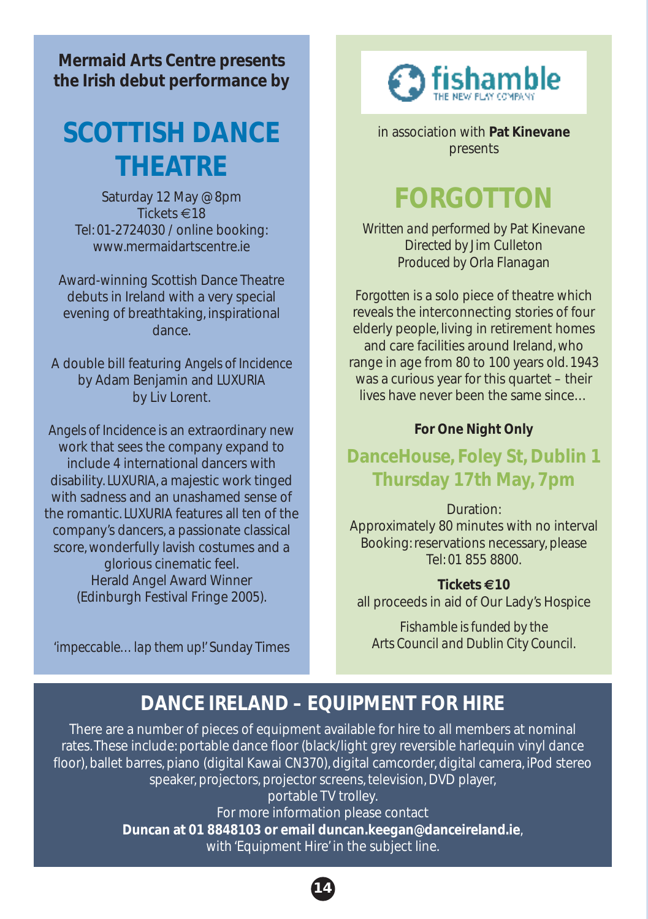**Mermaid Arts Centre presents the Irish debut performance by**

# SCOTTISH DANCE THEATRE

Saturday 12 May @ 8pm
Tickets €18
Tel: 01-2724030 / online booking: www.mermaidartscentre.ie

Award-winning Scottish Dance Theatre debuts in Ireland with a very special evening of breathtaking, inspirational dance.

A double bill featuring *Angels of Incidence* by Adam Benjamin and *LUXURIA* by Liv Lorent.

*Angels of Incidence* is an extraordinary new work that sees the company expand to include 4 international dancers with disability. *LUXURIA*, a majestic work tinged with sadness and an unashamed sense of the romantic. *LUXURIA* features all ten of the company's dancers, a passionate classical score, wonderfully lavish costumes and a glorious cinematic feel.
Herald Angel Award Winner (Edinburgh Festival Fringe 2005).

*'impeccable… lap them up!'* Sunday Times

fishamble THE NEW PLAY COMPANY

in association with **Pat Kinevane** presents

# FORGOTTON

Written and performed by Pat Kinevane
Directed by Jim Culleton
Produced by Orla Flanagan

Forgotten is a solo piece of theatre which reveals the interconnecting stories of four elderly people, living in retirement homes and care facilities around Ireland, who range in age from 80 to 100 years old. 1943 was a curious year for this quartet – their lives have never been the same since…

**For One Night Only**

### DanceHouse, Foley St, Dublin 1
### Thursday 17th May, 7pm

Duration:
Approximately 80 minutes with no interval
Booking: reservations necessary, please Tel: 01 855 8800.

**Tickets €10**
all proceeds in aid of Our Lady's Hospice

*Fishamble is funded by the Arts Council and Dublin City Council.*

## DANCE IRELAND – EQUIPMENT FOR HIRE

There are a number of pieces of equipment available for hire to all members at nominal rates. These include: portable dance floor (black/light grey reversible harlequin vinyl dance floor), ballet barres, piano (digital Kawai CN370), digital camcorder, digital camera, iPod stereo speaker, projectors, projector screens, television, DVD player, portable TV trolley.
For more information please contact
**Duncan at 01 8848103 or email duncan.keegan@danceireland.ie**, with 'Equipment Hire' in the subject line.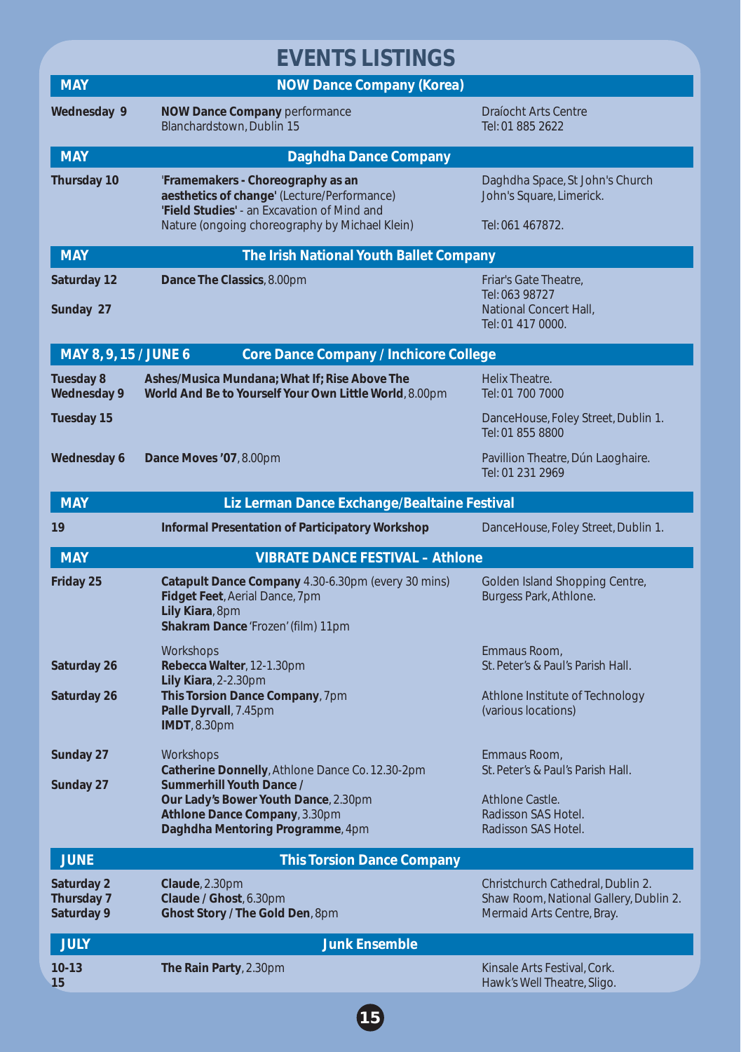# EVENTS LISTINGS

| MAY | NOW Dance Company (Korea) | |
|---|---|---|
| **Wednesday 9** | **NOW Dance Company** performance | Draíocht Arts Centre Blanchardstown, Dublin 15 Tel: 01 885 2622 |

| MAY | Daghdha Dance Company | |
|---|---|---|
| **Thursday 10** | '**Framemakers - Choreography as an aesthetics of change'** (Lecture/Performance) **'Field Studies'** - an Excavation of Mind and Nature (ongoing choreography by Michael Klein) | Daghdha Space, St John's Church John's Square, Limerick. Tel: 061 467872. |

| MAY | The Irish National Youth Ballet Company | |
|---|---|---|
| **Saturday 12** | **Dance The Classics**, 8.00pm | Friar's Gate Theatre, Tel: 063 98727 |
| **Sunday 27** | | National Concert Hall, Tel: 01 417 0000. |

| MAY 8, 9, 15 / JUNE 6 | Core Dance Company / Inchicore College | |
|---|---|---|
| **Tuesday 8 Wednesday 9** | **Ashes/Musica Mundana; What If; Rise Above The World And Be to Yourself Your Own Little World**, 8.00pm | Helix Theatre. Tel: 01 700 7000 |
| **Tuesday 15** | | DanceHouse, Foley Street, Dublin 1. Tel: 01 855 8800 |
| **Wednesday 6** | **Dance Moves '07**, 8.00pm | Pavillion Theatre, Dún Laoghaire. Tel: 01 231 2969 |

| MAY | Liz Lerman Dance Exchange/Bealtaine Festival | |
|---|---|---|
| **19** | **Informal Presentation of Participatory Workshop** | DanceHouse, Foley Street, Dublin 1. |

| MAY | VIBRATE DANCE FESTIVAL – Athlone | |
|---|---|---|
| **Friday 25** | **Catapult Dance Company** 4.30-6.30pm (every 30 mins) **Fidget Feet**, Aerial Dance, 7pm **Lily Kiara**, 8pm **Shakram Dance** 'Frozen' (film) 11pm | Golden Island Shopping Centre, Burgess Park, Athlone. |
| **Saturday 26** | Workshops **Rebecca Walter**, 12-1.30pm **Lily Kiara**, 2-2.30pm | Emmaus Room, St. Peter's & Paul's Parish Hall. |
| **Saturday 26** | **This Torsion Dance Company**, 7pm **Palle Dyrvall**, 7.45pm **IMDT**, 8.30pm | Athlone Institute of Technology (various locations) |
| **Sunday 27** | Workshops **Catherine Donnelly**, Athlone Dance Co. 12.30-2pm | Emmaus Room, St. Peter's & Paul's Parish Hall. |
| **Sunday 27** | **Summerhill Youth Dance / Our Lady's Bower Youth Dance**, 2.30pm | Athlone Castle. |
| | **Athlone Dance Company**, 3.30pm | Radisson SAS Hotel. |
| | **Daghdha Mentoring Programme**, 4pm | Radisson SAS Hotel. |

| JUNE | This Torsion Dance Company | |
|---|---|---|
| **Saturday 2** | **Claude**, 2.30pm | Christchurch Cathedral, Dublin 2. |
| **Thursday 7** | **Claude / Ghost**, 6.30pm | Shaw Room, National Gallery, Dublin 2. |
| **Saturday 9** | **Ghost Story / The Gold Den**, 8pm | Mermaid Arts Centre, Bray. |

| JULY | Junk Ensemble | |
|---|---|---|
| **10-13** | **The Rain Party**, 2.30pm | Kinsale Arts Festival, Cork. |
| **15** | | Hawk's Well Theatre, Sligo. |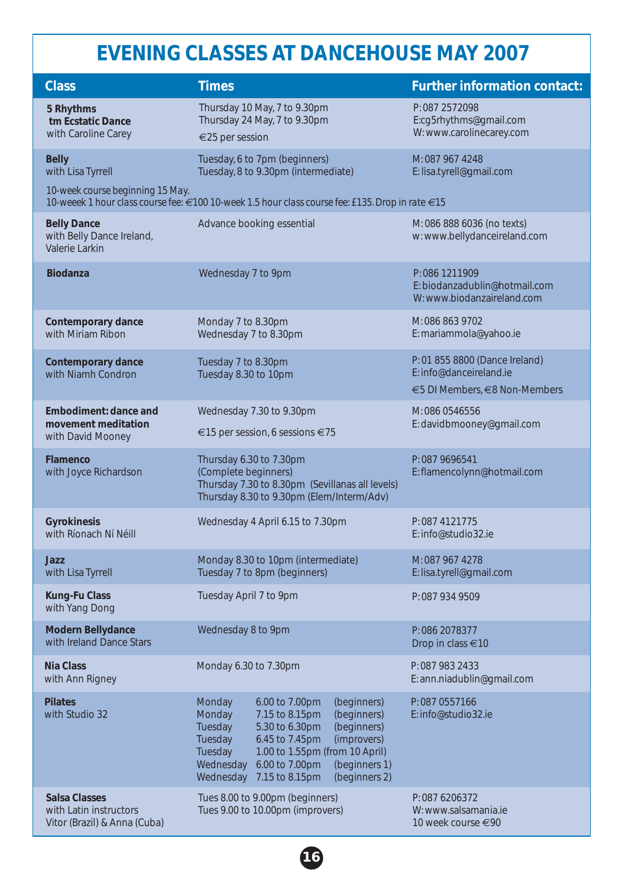# EVENING CLASSES AT DANCEHOUSE MAY 2007

| Class | Times | Further information contact: |
|---|---|---|
| **5 Rhythms tm Ecstatic Dance** with Caroline Carey | Thursday 10 May, 7 to 9.30pm<br>Thursday 24 May, 7 to 9.30pm<br>€25 per session | P: 087 2572098<br>E:cg5rhythms@gmail.com<br>W: www.carolinecarey.com |
| **Belly** with Lisa Tyrrell | Tuesday, 6 to 7pm (beginners)<br>Tuesday, 8 to 9.30pm (intermediate) | M: 087 967 4248<br>E: lisa.tyrell@gmail.com |
| 10-week course beginning 15 May.<br>10-weeek 1 hour class course fee: €100 10-week 1.5 hour class course fee: £135. Drop in rate €15 | | |
| **Belly Dance** with Belly Dance Ireland, Valerie Larkin | Advance booking essential | M: 086 888 6036 (no texts)<br>w: www.bellydanceireland.com |
| **Biodanza** | Wednesday 7 to 9pm | P: 086 1211909<br>E: biodanzadublin@hotmail.com<br>W: www.biodanzaireland.com |
| **Contemporary dance** with Miriam Ribon | Monday 7 to 8.30pm<br>Wednesday 7 to 8.30pm | M: 086 863 9702<br>E: mariammola@yahoo.ie |
| **Contemporary dance** with Niamh Condron | Tuesday 7 to 8.30pm<br>Tuesday 8.30 to 10pm | P: 01 855 8800 (Dance Ireland)<br>E: info@danceireland.ie<br>€5 DI Members, €8 Non-Members |
| **Embodiment: dance and movement meditation** with David Mooney | Wednesday 7.30 to 9.30pm<br>€15 per session, 6 sessions €75 | M: 086 0546556<br>E: davidbmooney@gmail.com |
| **Flamenco** with Joyce Richardson | Thursday 6.30 to 7.30pm<br>(Complete beginners)<br>Thursday 7.30 to 8.30pm (Sevillanas all levels)<br>Thursday 8.30 to 9.30pm (Elem/Interm/Adv) | P: 087 9696541<br>E: flamencolynn@hotmail.com |
| **Gyrokinesis** with Ríonach Ní Néill | Wednesday 4 April 6.15 to 7.30pm | P: 087 4121775<br>E: info@studio32.ie |
| **Jazz** with Lisa Tyrrell | Monday 8.30 to 10pm (intermediate)<br>Tuesday 7 to 8pm (beginners) | M: 087 967 4278<br>E: lisa.tyrell@gmail.com |
| **Kung-Fu Class** with Yang Dong | Tuesday April 7 to 9pm | P: 087 934 9509 |
| **Modern Bellydance** with Ireland Dance Stars | Wednesday 8 to 9pm | P: 086 2078377<br>Drop in class €10 |
| **Nia Class** with Ann Rigney | Monday 6.30 to 7.30pm | P: 087 983 2433<br>E: ann.niadublin@gmail.com |
| **Pilates** with Studio 32 | Monday 6.00 to 7.00pm (beginners)<br>Monday 7.15 to 8.15pm (beginners)<br>Tuesday 5.30 to 6.30pm (beginners)<br>Tuesday 6.45 to 7.45pm (improvers)<br>Tuesday 1.00 to 1.55pm (from 10 April)<br>Wednesday 6.00 to 7.00pm (beginners 1)<br>Wednesday 7.15 to 8.15pm (beginners 2) | P: 087 0557166<br>E: info@studio32.ie |
| **Salsa Classes** with Latin instructors Vitor (Brazil) & Anna (Cuba) | Tues 8.00 to 9.00pm (beginners)<br>Tues 9.00 to 10.00pm (improvers) | P: 087 6206372<br>W: www.salsamania.ie<br>10 week course €90 |